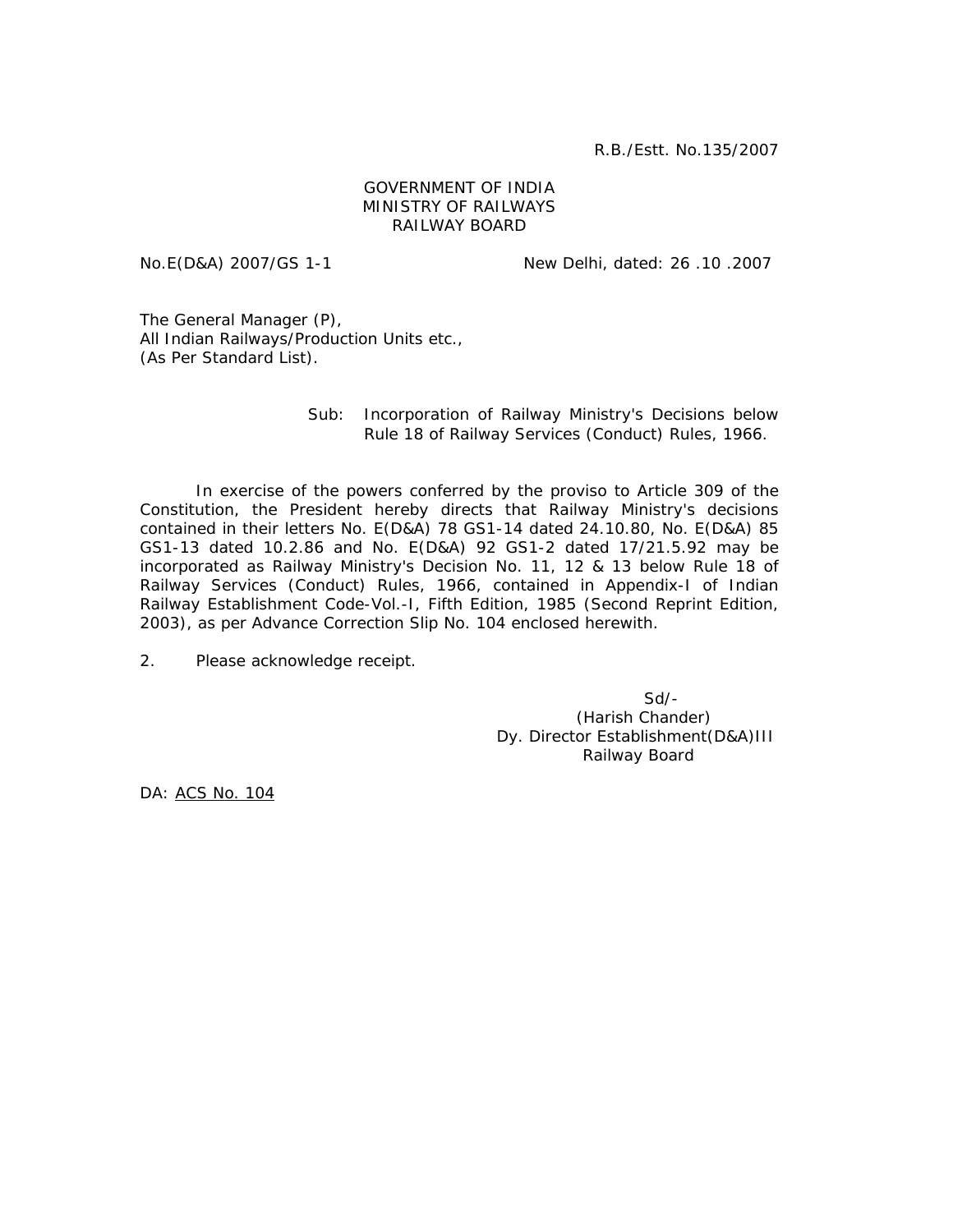R.B./Estt. No.135/2007

GOVERNMENT OF INDIA
MINISTRY OF RAILWAYS
RAILWAY BOARD

No.E(D&A) 2007/GS 1-1 New Delhi, dated: 26 .10 .2007

The General Manager (P),
All Indian Railways/Production Units etc.,
(As Per Standard List).

Sub: Incorporation of Railway Ministry's Decisions below Rule 18 of Railway Services (Conduct) Rules, 1966.

In exercise of the powers conferred by the proviso to Article 309 of the Constitution, the President hereby directs that Railway Ministry's decisions contained in their letters No. E(D&A) 78 GS1-14 dated 24.10.80, No. E(D&A) 85 GS1-13 dated 10.2.86 and No. E(D&A) 92 GS1-2 dated 17/21.5.92 may be incorporated as Railway Ministry's Decision No. 11, 12 & 13 below Rule 18 of Railway Services (Conduct) Rules, 1966, contained in Appendix-I of Indian Railway Establishment Code-Vol.-I, Fifth Edition, 1985 (Second Reprint Edition, 2003), as per Advance Correction Slip No. 104 enclosed herewith.

2. Please acknowledge receipt.

Sd/-
(Harish Chander)
Dy. Director Establishment(D&A)III
Railway Board

DA: ACS No. 104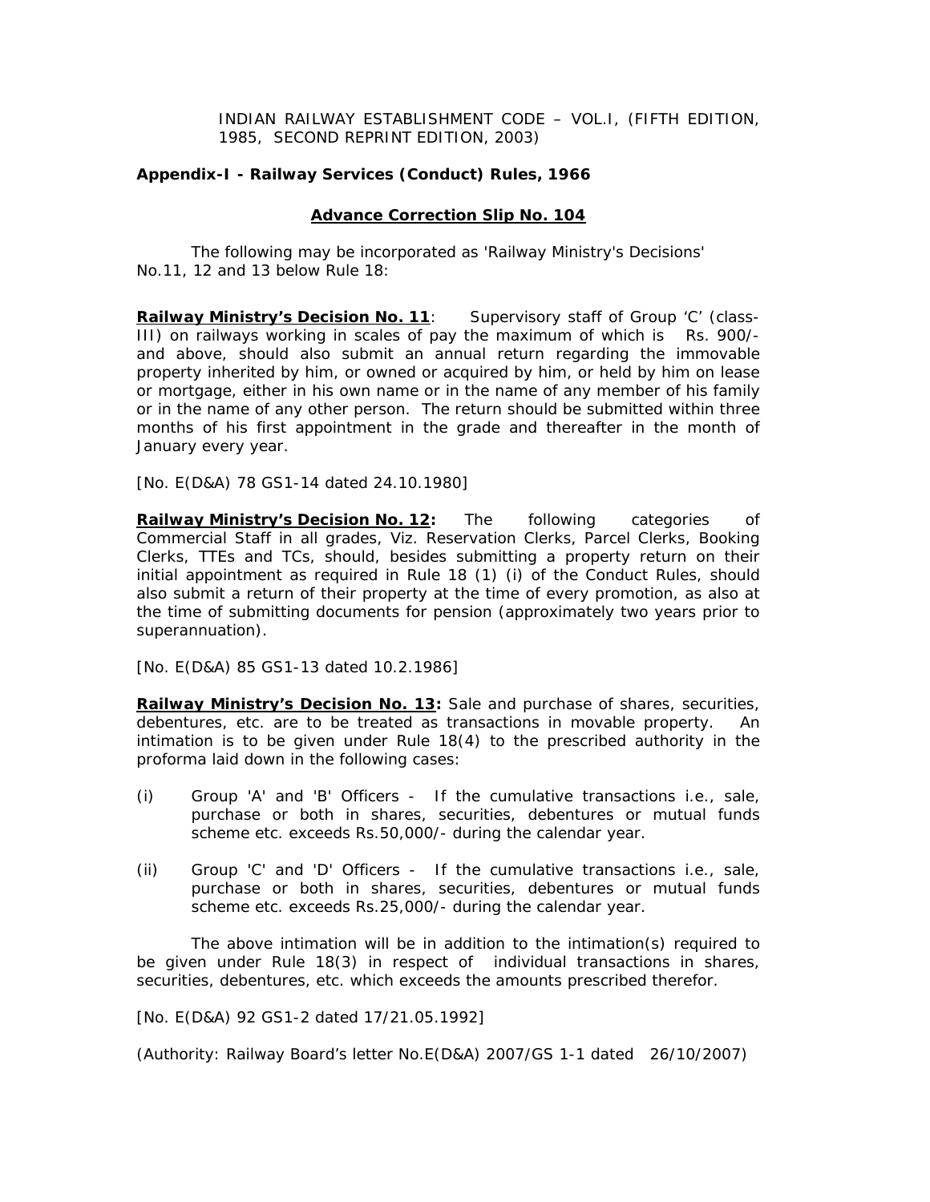INDIAN RAILWAY ESTABLISHMENT CODE – VOL.I, (FIFTH EDITION, 1985, SECOND REPRINT EDITION, 2003)

**Appendix-I - Railway Services (Conduct) Rules, 1966**

**Advance Correction Slip No. 104**

The following may be incorporated as 'Railway Ministry's Decisions' No.11, 12 and 13 below Rule 18:

**Railway Ministry's Decision No. 11**: Supervisory staff of Group 'C' (class-III) on railways working in scales of pay the maximum of which is Rs. 900/- and above, should also submit an annual return regarding the immovable property inherited by him, or owned or acquired by him, or held by him on lease or mortgage, either in his own name or in the name of any member of his family or in the name of any other person. The return should be submitted within three months of his first appointment in the grade and thereafter in the month of January every year.

[No. E(D&A) 78 GS1-14 dated 24.10.1980]

**Railway Ministry's Decision No. 12:** The following categories of Commercial Staff in all grades, Viz. Reservation Clerks, Parcel Clerks, Booking Clerks, TTEs and TCs, should, besides submitting a property return on their initial appointment as required in Rule 18 (1) (i) of the Conduct Rules, should also submit a return of their property at the time of every promotion, as also at the time of submitting documents for pension (approximately two years prior to superannuation).

[No. E(D&A) 85 GS1-13 dated 10.2.1986]

**Railway Ministry's Decision No. 13:** Sale and purchase of shares, securities, debentures, etc. are to be treated as transactions in movable property. An intimation is to be given under Rule 18(4) to the prescribed authority in the proforma laid down in the following cases:

(i) Group 'A' and 'B' Officers - If the cumulative transactions i.e., sale, purchase or both in shares, securities, debentures or mutual funds scheme etc. exceeds Rs.50,000/- during the calendar year.

(ii) Group 'C' and 'D' Officers - If the cumulative transactions i.e., sale, purchase or both in shares, securities, debentures or mutual funds scheme etc. exceeds Rs.25,000/- during the calendar year.

The above intimation will be in addition to the intimation(s) required to be given under Rule 18(3) in respect of individual transactions in shares, securities, debentures, etc. which exceeds the amounts prescribed therefor.

[No. E(D&A) 92 GS1-2 dated 17/21.05.1992]

(Authority: Railway Board's letter No.E(D&A) 2007/GS 1-1 dated 26/10/2007)